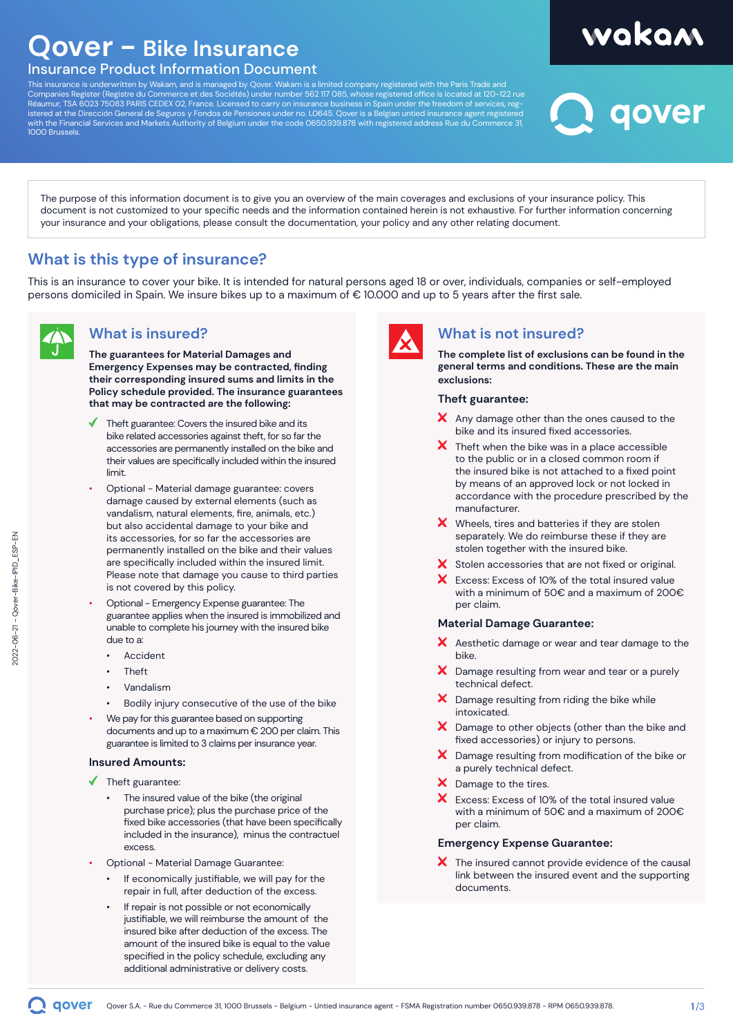# Qover – Bike Insurance

## Insurance Product Information Document

This insurance is underwritten by Wakam, and is managed by Qover. Wakam is a limited company registered with the Paris Trade and Companies Register (Registre du Commerce et des Sociétés) under number 562 117 085, whose registered office is located at 120-122 rue Réaumur, TSA 6023 75083 PARIS CEDEX 02, France. Licensed to carry on insurance business in Spain under the freedom of services, registered at the Dirección General de Seguros y Fondos de Pensiones under no. L0645. Qover is a Belgian untied insurance agent registered with the Financial Services and Markets Authority of Belgium under the code 0650.939.878 with registered address Rue du Commerce 31, 1000 Brussels.

wakam

qover

The purpose of this information document is to give you an overview of the main coverages and exclusions of your insurance policy. This document is not customized to your specific needs and the information contained herein is not exhaustive. For further information concerning your insurance and your obligations, please consult the documentation, your policy and any other relating document.

## What is this type of insurance?

This is an insurance to cover your bike. It is intended for natural persons aged 18 or over, individuals, companies or self-employed persons domiciled in Spain. We insure bikes up to a maximum of € 10.000 and up to 5 years after the first sale.

## What is insured?

**The guarantees for Material Damages and Emergency Expenses may be contracted, finding their corresponding insured sums and limits in the Policy schedule provided. The insurance guarantees that may be contracted are the following:**

- ✓ Theft guarantee: Covers the insured bike and its bike related accessories against theft, for so far the accessories are permanently installed on the bike and their values are specifically included within the insured limit.
- Optional - Material damage guarantee: covers damage caused by external elements (such as vandalism, natural elements, fire, animals, etc.) but also accidental damage to your bike and its accessories, for so far the accessories are permanently installed on the bike and their values are specifically included within the insured limit. Please note that damage you cause to third parties is not covered by this policy.
- Optional - Emergency Expense guarantee: The guarantee applies when the insured is immobilized and unable to complete his journey with the insured bike due to a:
  - Accident
  - Theft
  - Vandalism
  - Bodily injury consecutive of the use of the bike
- We pay for this guarantee based on supporting documents and up to a maximum € 200 per claim. This guarantee is limited to 3 claims per insurance year.

### Insured Amounts:

- ✓ Theft guarantee:
  - The insured value of the bike (the original purchase price); plus the purchase price of the fixed bike accessories (that have been specifically included in the insurance), minus the contractuel excess.
- Optional - Material Damage Guarantee:
  - If economically justifiable, we will pay for the repair in full, after deduction of the excess.
  - If repair is not possible or not economically justifiable, we will reimburse the amount of the insured bike after deduction of the excess. The amount of the insured bike is equal to the value specified in the policy schedule, excluding any additional administrative or delivery costs.

## What is not insured?

**The complete list of exclusions can be found in the general terms and conditions. These are the main exclusions:**

### Theft guarantee:

- ✗ Any damage other than the ones caused to the bike and its insured fixed accessories.
- ✗ Theft when the bike was in a place accessible to the public or in a closed common room if the insured bike is not attached to a fixed point by means of an approved lock or not locked in accordance with the procedure prescribed by the manufacturer.
- ✗ Wheels, tires and batteries if they are stolen separately. We do reimburse these if they are stolen together with the insured bike.
- ✗ Stolen accessories that are not fixed or original.
- ✗ Excess: Excess of 10% of the total insured value with a minimum of 50€ and a maximum of 200€ per claim.

### Material Damage Guarantee:

- ✗ Aesthetic damage or wear and tear damage to the bike.
- ✗ Damage resulting from wear and tear or a purely technical defect.
- ✗ Damage resulting from riding the bike while intoxicated.
- ✗ Damage to other objects (other than the bike and fixed accessories) or injury to persons.
- ✗ Damage resulting from modification of the bike or a purely technical defect.
- ✗ Damage to the tires.
- ✗ Excess: Excess of 10% of the total insured value with a minimum of 50€ and a maximum of 200€ per claim.

### Emergency Expense Guarantee:

- ✗ The insured cannot provide evidence of the causal link between the insured event and the supporting documents.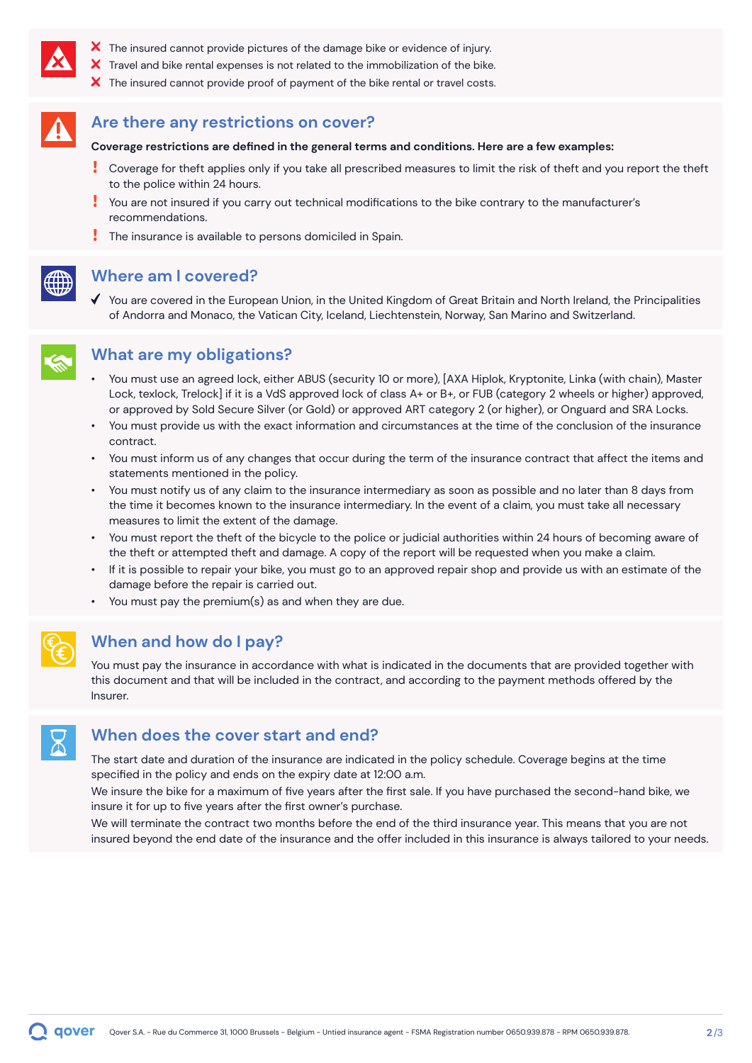- ✗ The insured cannot provide pictures of the damage bike or evidence of injury.
- ✗ Travel and bike rental expenses is not related to the immobilization of the bike.
- ✗ The insured cannot provide proof of payment of the bike rental or travel costs.

## Are there any restrictions on cover?

**Coverage restrictions are defined in the general terms and conditions. Here are a few examples:**

- ! Coverage for theft applies only if you take all prescribed measures to limit the risk of theft and you report the theft to the police within 24 hours.
- ! You are not insured if you carry out technical modifications to the bike contrary to the manufacturer's recommendations.
- ! The insurance is available to persons domiciled in Spain.

## Where am I covered?

- ✓ You are covered in the European Union, in the United Kingdom of Great Britain and North Ireland, the Principalities of Andorra and Monaco, the Vatican City, Iceland, Liechtenstein, Norway, San Marino and Switzerland.

## What are my obligations?

- You must use an agreed lock, either ABUS (security 10 or more), [AXA Hiplok, Kryptonite, Linka (with chain), Master Lock, texlock, Trelock] if it is a VdS approved lock of class A+ or B+, or FUB (category 2 wheels or higher) approved, or approved by Sold Secure Silver (or Gold) or approved ART category 2 (or higher), or Onguard and SRA Locks.
- You must provide us with the exact information and circumstances at the time of the conclusion of the insurance contract.
- You must inform us of any changes that occur during the term of the insurance contract that affect the items and statements mentioned in the policy.
- You must notify us of any claim to the insurance intermediary as soon as possible and no later than 8 days from the time it becomes known to the insurance intermediary. In the event of a claim, you must take all necessary measures to limit the extent of the damage.
- You must report the theft of the bicycle to the police or judicial authorities within 24 hours of becoming aware of the theft or attempted theft and damage. A copy of the report will be requested when you make a claim.
- If it is possible to repair your bike, you must go to an approved repair shop and provide us with an estimate of the damage before the repair is carried out.
- You must pay the premium(s) as and when they are due.

## When and how do I pay?

You must pay the insurance in accordance with what is indicated in the documents that are provided together with this document and that will be included in the contract, and according to the payment methods offered by the Insurer.

## When does the cover start and end?

The start date and duration of the insurance are indicated in the policy schedule. Coverage begins at the time specified in the policy and ends on the expiry date at 12:00 a.m.

We insure the bike for a maximum of five years after the first sale. If you have purchased the second-hand bike, we insure it for up to five years after the first owner's purchase.

We will terminate the contract two months before the end of the third insurance year. This means that you are not insured beyond the end date of the insurance and the offer included in this insurance is always tailored to your needs.

Qover S.A. - Rue du Commerce 31, 1000 Brussels - Belgium - Untied insurance agent - FSMA Registration number 0650.939.878 - RPM 0650.939.878.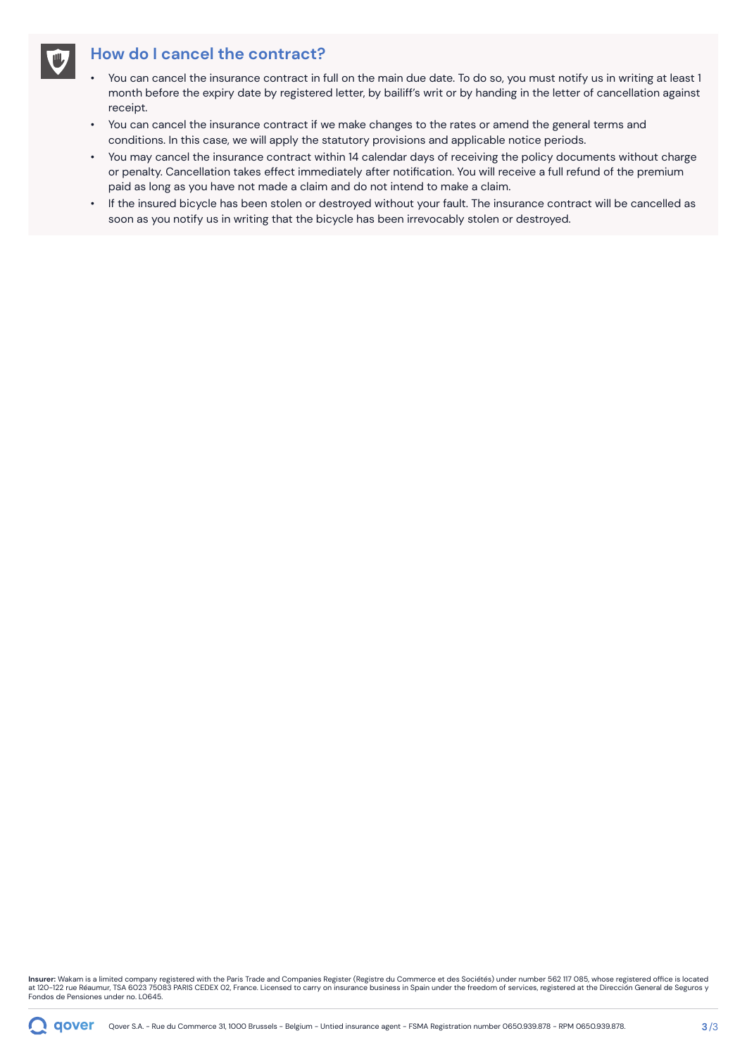## How do I cancel the contract?

- You can cancel the insurance contract in full on the main due date. To do so, you must notify us in writing at least 1 month before the expiry date by registered letter, by bailiff's writ or by handing in the letter of cancellation against receipt.
- You can cancel the insurance contract if we make changes to the rates or amend the general terms and conditions. In this case, we will apply the statutory provisions and applicable notice periods.
- You may cancel the insurance contract within 14 calendar days of receiving the policy documents without charge or penalty. Cancellation takes effect immediately after notification. You will receive a full refund of the premium paid as long as you have not made a claim and do not intend to make a claim.
- If the insured bicycle has been stolen or destroyed without your fault. The insurance contract will be cancelled as soon as you notify us in writing that the bicycle has been irrevocably stolen or destroyed.

**Insurer:** Wakam is a limited company registered with the Paris Trade and Companies Register (Registre du Commerce et des Sociétés) under number 562 117 085, whose registered office is located at 120-122 rue Réaumur, TSA 6023 75083 PARIS CEDEX 02, France. Licensed to carry on insurance business in Spain under the freedom of services, registered at the Dirección General de Seguros y Fondos de Pensiones under no. L0645.

qover Qover S.A. - Rue du Commerce 31, 1000 Brussels - Belgium - Untied insurance agent - FSMA Registration number 0650.939.878 - RPM 0650.939.878.